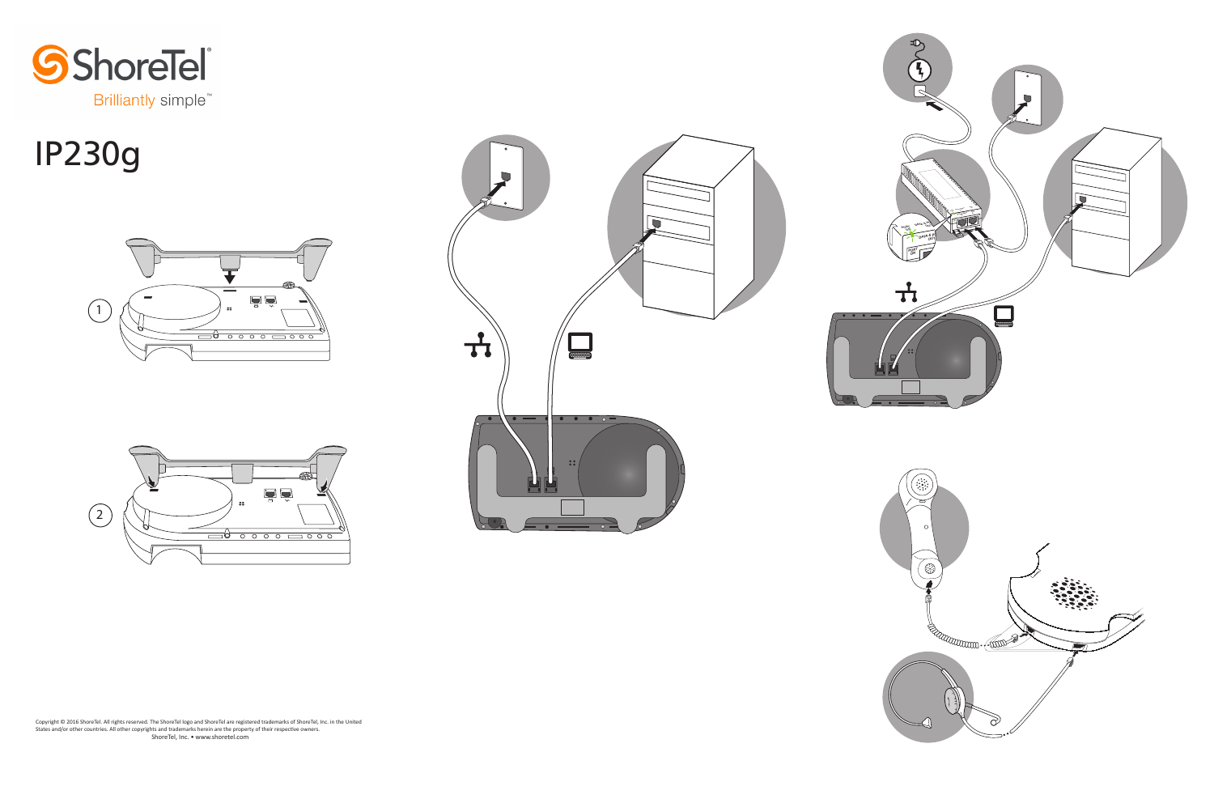ShoreTel®

Brilliantly simple™

# IP230g

1

2

Copyright © 2016 ShoreTel. All rights reserved. The ShoreTel logo and ShoreTel are registered trademarks of ShoreTel, Inc. in the United States and/or other countries. All other copyrights and trademarks herein are the property of their respective owners.
ShoreTel, Inc. • www.shoretel.com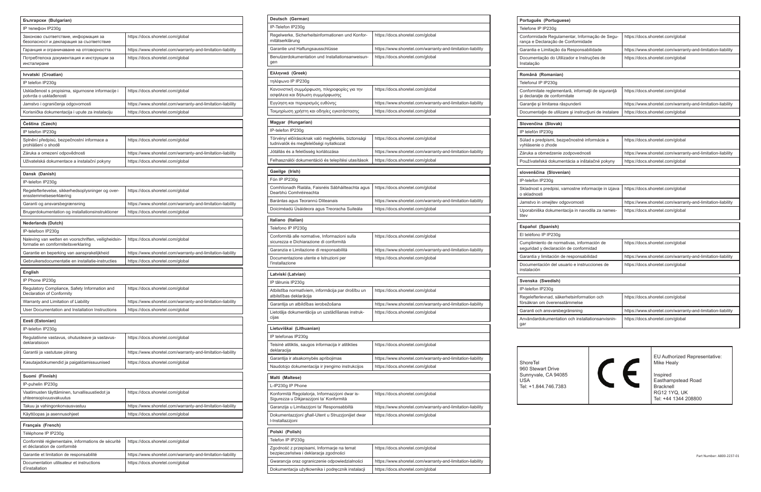| Български (Bulgarian) | |
|---|---|
| IP телефон IP230g | |
| Законово съответствие, информация за безопасност и декларация за съответствие | https://docs.shoretel.com/global |
| Гаранция и ограничаване на отговорността | https://www.shoretel.com/warranty-and-limitation-liability |
| Потребителска документация и инструкции за инсталиране | https://docs.shoretel.com/global |

| hrvatski (Croatian) | |
|---|---|
| IP telefon IP230g | |
| Usklađenost s propisima, sigurnosne informacije i potvrda o usklađenosti | https://docs.shoretel.com/global |
| Jamstvo i ograničenja odgovornosti | https://www.shoretel.com/warranty-and-limitation-liability |
| Korisnička dokumentacija i upute za instalaciju | https://docs.shoretel.com/global |

| Čeština (Czech) | |
|---|---|
| IP telefon IP230g | |
| Splnění předpisů, bezpečnostní informace a prohlášení o shodě | https://docs.shoretel.com/global |
| Záruka a omezení odpovědnosti | https://www.shoretel.com/warranty-and-limitation-liability |
| Uživatelská dokumentace a instalační pokyny | https://docs.shoretel.com/global |

| Dansk (Danish) | |
|---|---|
| IP-telefon IP230g | |
| Regelefterlevelse, sikkerhedsoplysninger og overensstemmelseserklæring | https://docs.shoretel.com/global |
| Garanti og ansvarsbegrænsning | https://www.shoretel.com/warranty-and-limitation-liability |
| Brugerdokumentation og installationsinstruktioner | https://docs.shoretel.com/global |

| Nederlands (Dutch) | |
|---|---|
| IP-telefoon IP230g | |
| Naleving van wetten en voorschriften, veiligheidsinformatie en comformiteitsverklaring | https://docs.shoretel.com/global |
| Garantie en beperking van aansprakelijkheid | https://www.shoretel.com/warranty-and-limitation-liability |
| Gebruikersdocumentatie en installatie-instructies | https://docs.shoretel.com/global |

| English | |
|---|---|
| IP Phone IP230g | |
| Regulatory Compliance, Safety Information and Declaration of Conformity | https://docs.shoretel.com/global |
| Warranty and Limitation of Liability | https://www.shoretel.com/warranty-and-limitation-liability |
| User Documentation and Installation Instructions | https://docs.shoretel.com/global |

| Eesti (Estonian) | |
|---|---|
| IP-telefon IP230g | |
| Regulatiivne vastavus, ohutusteave ja vastavusdeklaratsioon | https://docs.shoretel.com/global |
| Garantii ja vastutuse piirang | https://www.shoretel.com/warranty-and-limitation-liability |
| Kasutajadokumendid ja paigaldamissuunised | https://docs.shoretel.com/global |

| Suomi (Finnish) | |
|---|---|
| IP-puhelin IP230g | |
| Vaatimusten täyttäminen, turvallisuustiedot ja yhteensopivuusvakuutus | https://docs.shoretel.com/global |
| Takuu ja vahingonkorvausvastuu | https://www.shoretel.com/warranty-and-limitation-liability |
| Käyttöopas ja asennusohjeet | https://docs.shoretel.com/global |

| Français (French) | |
|---|---|
| Téléphone IP IP230g | |
| Conformité réglementaire, informations de sécurité et déclaration de conformité | https://docs.shoretel.com/global |
| Garantie et limitation de responsabilité | https://www.shoretel.com/warranty-and-limitation-liability |
| Documentation utilisateur et instructions d'installation | https://docs.shoretel.com/global |

| Deutsch (German) | |
|---|---|
| IP-Telefon IP230g | |
| Regelwerke, Sicherheitsinformationen und Konformitätserklärung | https://docs.shoretel.com/global |
| Garantie und Haftungsausschlüsse | https://www.shoretel.com/warranty-and-limitation-liability |
| Benutzerdokumentation und Installationsanweisungen | https://docs.shoretel.com/global |

| Ελληνικά (Greek) | |
|---|---|
| τηλέφωνο IP IP230g | |
| Κανονιστική συμμόρφωση, πληροφορίες για την ασφάλεια και δήλωση συμμόρφωσης | https://docs.shoretel.com/global |
| Εγγύηση και περιορισμός ευθύνης | https://www.shoretel.com/warranty-and-limitation-liability |
| Τεκμηρίωση χρήστη και οδηγίες εγκατάστασης | https://docs.shoretel.com/global |

| Magyar (Hungarian) | |
|---|---|
| IP-telefon IP230g | |
| Törvényi előírásoknak való megfelelés, biztonsági tudnivalók és megfelelőségi nyilatkozat | https://docs.shoretel.com/global |
| Jótállás és a felelősség korlátozása | https://www.shoretel.com/warranty-and-limitation-liability |
| Felhasználói dokumentáció és telepítési utasítások | https://docs.shoretel.com/global |

| Gaeilge (Irish) | |
|---|---|
| Fón IP IP230g | |
| Comhlíonadh Rialála, Faisnéis Sábháilteachta agus Dearbhú Comhréireachta | https://docs.shoretel.com/global |
| Baránta agus Teorannú Dliteanais | https://www.shoretel.com/warranty-and-limitation-liability |
| Doiciméadú Úsáideora agus Treoracha Suiteála | https://docs.shoretel.com/global |

| Italiano (Italian) | |
|---|---|
| Telefono IP IP230g | |
| Conformità alle normative, Informazioni sulla sicurezza e Dichiarazione di conformità | https://docs.shoretel.com/global |
| Garanzia e Limitazione di responsabilità | https://www.shoretel.com/warranty-and-limitation-liability |
| Documentazione utente e Istruzioni per l'installazione | https://docs.shoretel.com/global |

| Latviski (Latvian) | |
|---|---|
| IP tālrunis IP230g | |
| Atbilstība normatīviem, informācija par drošību un atbilstības deklarācija | https://docs.shoretel.com/global |
| Garantija un atbildības ierobežošana | https://www.shoretel.com/warranty-and-limitation-liability |
| Lietotāja dokumentācija un uzstādīšanas instrukcijas | https://docs.shoretel.com/global |

| Lietuviškai (Lithuanian) | |
|---|---|
| IP telefonas IP230g | |
| Teisinė atitiktis, saugos informacija ir atitikties deklaracija | https://docs.shoretel.com/global |
| Garantija ir atsakomybės apribojimas | https://www.shoretel.com/warranty-and-limitation-liability |
| Naudotojo dokumentacija ir įrengimo instrukcijos | https://docs.shoretel.com/global |

| Malti (Maltese) | |
|---|---|
| L-IP230g IP Phone | |
| Konformità Regolatorja, Informazzjoni dwar is-Sigurezza u Dikjarazzjoni ta' Konformità | https://docs.shoretel.com/global |
| Garanzija u Limitazzjoni ta' Responsabbiltà | https://www.shoretel.com/warranty-and-limitation-liability |
| Dokumentazzjoni għall-Utent u Struzzjonijiet dwar l-Installazzjoni | https://docs.shoretel.com/global |

| Polski (Polish) | |
|---|---|
| Telefon IP IP230g | |
| Zgodność z przepisami, Informacje na temat bezpieczeństwa i deklaracja zgodności | https://docs.shoretel.com/global |
| Gwarancja oraz ograniczenie odpowiedzialności | https://www.shoretel.com/warranty-and-limitation-liability |
| Dokumentacja użytkownika i podręcznik instalacji | https://docs.shoretel.com/global |

| Português (Portuguese) | |
|---|---|
| Telefone IP IP230g | |
| Conformidade Regulamentar, Informação de Segurança e Declaração de Conformidade | https://docs.shoretel.com/global |
| Garantia e Limitação da Responsabilidade | https://www.shoretel.com/warranty-and-limitation-liability |
| Documentação do Utilizador e Instruções de Instalação | https://docs.shoretel.com/global |

| Română (Romanian) | |
|---|---|
| Telefonul IP IP230g | |
| Conformitate reglementară, informații de siguranță și declarație de conformitate | https://docs.shoretel.com/global |
| Garanție și limitarea răspunderii | https://www.shoretel.com/warranty-and-limitation-liability |
| Documentație de utilizare și instrucțiuni de instalare | https://docs.shoretel.com/global |

| Slovenčina (Slovak) | |
|---|---|
| IP telefón IP230g | |
| Súlad s predpismi, bezpečnostné informácie a vyhlásenie o zhode | https://docs.shoretel.com/global |
| Záruka a obmedzenie zodpovednosti | https://www.shoretel.com/warranty-and-limitation-liability |
| Používateľská dokumentácia a inštalačné pokyny | https://docs.shoretel.com/global |

| slovenščina (Slovenian) | |
|---|---|
| IP-telefon IP230g | |
| Skladnost s predpisi, varnostne informacije in izjava o skladnosti | https://docs.shoretel.com/global |
| Jamstvo in omejitev odgovornosti | https://www.shoretel.com/warranty-and-limitation-liability |
| Uporabniška dokumentacija in navodila za namestitev | https://docs.shoretel.com/global |

| Español (Spanish) | |
|---|---|
| El teléfono IP IP230g | |
| Cumplimiento de normativas, información de seguridad y declaración de conformidad | https://docs.shoretel.com/global |
| Garantía y limitación de responsabilidad | https://www.shoretel.com/warranty-and-limitation-liability |
| Documentación del usuario e instrucciones de instalación | https://docs.shoretel.com/global |

| Svenska (Swedish) | |
|---|---|
| IP-telefon IP230g | |
| Regelefterlevnad, säkerhetsinformation och försäkran om överensstämmelse | https://docs.shoretel.com/global |
| Garanti och ansvarsbegränsning | https://www.shoretel.com/warranty-and-limitation-liability |
| Användardokumentation och installationsanvisningar | https://docs.shoretel.com/global |

| | | |
|---|---|---|
| ShoreTel<br>960 Stewart Drive<br>Sunnyvale, CA 94085<br>USA<br>Tel: +1.844.746.7383 | CE | EU Authorized Representative:<br>Mike Healy<br><br>Inspired<br>Easthampstead Road<br>Bracknell<br>RG12 1YQ, UK<br>Tel: +44 1344 208800 |

Part Number: A800-2237-01